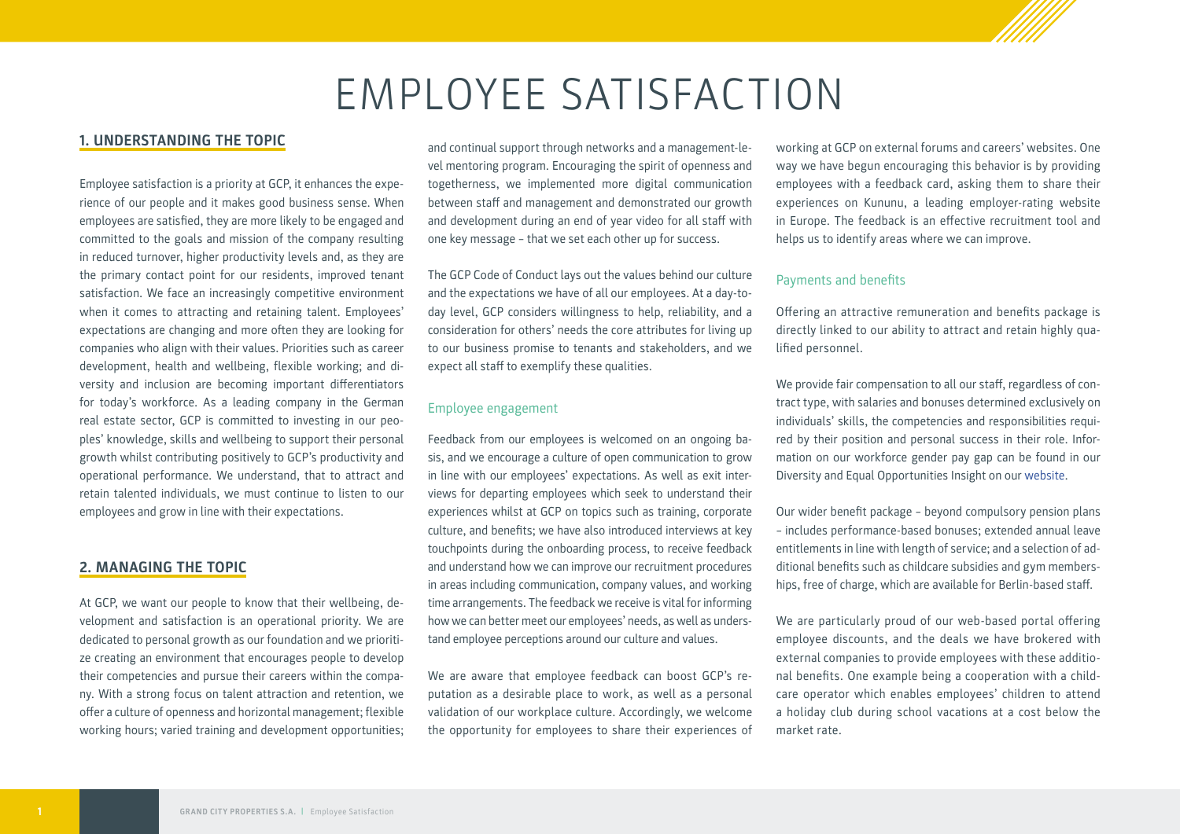# EMPLOYEE SATISFACTION

## 1. UNDERSTANDING THE TOPIC

Employee satisfaction is a priority at GCP, it enhances the experience of our people and it makes good business sense. When employees are satisfied, they are more likely to be engaged and committed to the goals and mission of the company resulting in reduced turnover, higher productivity levels and, as they are the primary contact point for our residents, improved tenant satisfaction. We face an increasingly competitive environment when it comes to attracting and retaining talent. Employees' expectations are changing and more often they are looking for companies who align with their values. Priorities such as career development, health and wellbeing, flexible working; and diversity and inclusion are becoming important differentiators for today's workforce. As a leading company in the German real estate sector, GCP is committed to investing in our peoples' knowledge, skills and wellbeing to support their personal growth whilst contributing positively to GCP's productivity and operational performance. We understand, that to attract and retain talented individuals, we must continue to listen to our employees and grow in line with their expectations.

## 2. MANAGING THE TOPIC

At GCP, we want our people to know that their wellbeing, development and satisfaction is an operational priority. We are dedicated to personal growth as our foundation and we prioritize creating an environment that encourages people to develop their competencies and pursue their careers within the company. With a strong focus on talent attraction and retention, we offer a culture of openness and horizontal management; flexible working hours; varied training and development opportunities; and continual support through networks and a management-level mentoring program. Encouraging the spirit of openness and togetherness, we implemented more digital communication between staff and management and demonstrated our growth and development during an end of year video for all staff with one key message – that we set each other up for success.

The GCP Code of Conduct lays out the values behind our culture and the expectations we have of all our employees. At a day-to-day level, GCP considers willingness to help, reliability, and a consideration for others' needs the core attributes for living up to our business promise to tenants and stakeholders, and we expect all staff to exemplify these qualities.

### Employee engagement

Feedback from our employees is welcomed on an ongoing basis, and we encourage a culture of open communication to grow in line with our employees' expectations. As well as exit interviews for departing employees which seek to understand their experiences whilst at GCP on topics such as training, corporate culture, and benefits; we have also introduced interviews at key touchpoints during the onboarding process, to receive feedback and understand how we can improve our recruitment procedures in areas including communication, company values, and working time arrangements. The feedback we receive is vital for informing how we can better meet our employees' needs, as well as understand employee perceptions around our culture and values.

We are aware that employee feedback can boost GCP's reputation as a desirable place to work, as well as a personal validation of our workplace culture. Accordingly, we welcome the opportunity for employees to share their experiences of working at GCP on external forums and careers' websites. One way we have begun encouraging this behavior is by providing employees with a feedback card, asking them to share their experiences on Kununu, a leading employer-rating website in Europe. The feedback is an effective recruitment tool and helps us to identify areas where we can improve.

### Payments and benefits

Offering an attractive remuneration and benefits package is directly linked to our ability to attract and retain highly qualified personnel.

We provide fair compensation to all our staff, regardless of contract type, with salaries and bonuses determined exclusively on individuals' skills, the competencies and responsibilities required by their position and personal success in their role. Information on our workforce gender pay gap can be found in our Diversity and Equal Opportunities Insight on our website.

Our wider benefit package – beyond compulsory pension plans – includes performance-based bonuses; extended annual leave entitlements in line with length of service; and a selection of additional benefits such as childcare subsidies and gym memberships, free of charge, which are available for Berlin-based staff.

We are particularly proud of our web-based portal offering employee discounts, and the deals we have brokered with external companies to provide employees with these additional benefits. One example being a cooperation with a childcare operator which enables employees' children to attend a holiday club during school vacations at a cost below the market rate.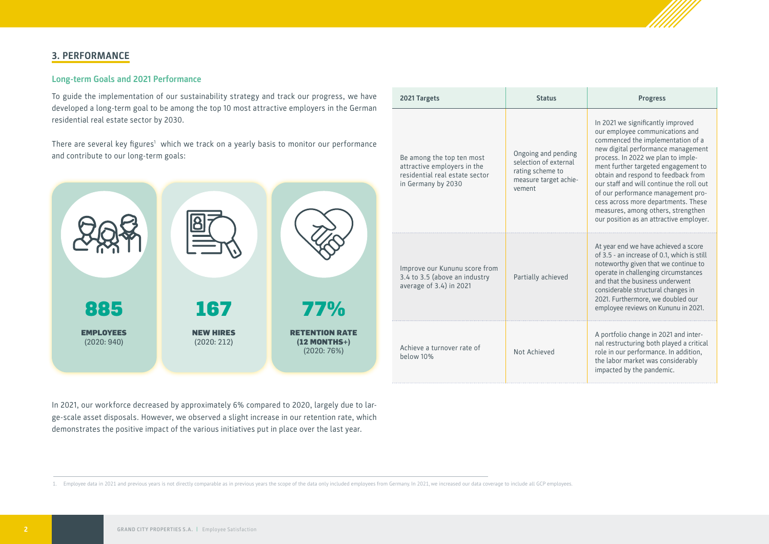## 3. PERFORMANCE

### Long-term Goals and 2021 Performance

To guide the implementation of our sustainability strategy and track our progress, we have developed a long-term goal to be among the top 10 most attractive employers in the German residential real estate sector by 2030.

There are several key figures[1] which we track on a yearly basis to monitor our performance and contribute to our long-term goals:

**885**
**EMPLOYEES**
(2020: 940)

**167**
**NEW HIRES**
(2020: 212)

**77%**
**RETENTION RATE (12 MONTHS+)**
(2020: 76%)

| 2021 Targets | Status | Progress |
|---|---|---|
| Be among the top ten most attractive employers in the residential real estate sector in Germany by 2030 | Ongoing and pending selection of external rating scheme to measure target achievement | In 2021 we significantly improved our employee communications and commenced the implementation of a new digital performance management process. In 2022 we plan to implement further targeted engagement to obtain and respond to feedback from our staff and will continue the roll out of our performance management process across more departments. These measures, among others, strengthen our position as an attractive employer. |
| Improve our Kununu score from 3.4 to 3.5 (above an industry average of 3.4) in 2021 | Partially achieved | At year end we have achieved a score of 3.5 - an increase of 0.1, which is still noteworthy given that we continue to operate in challenging circumstances and that the business underwent considerable structural changes in 2021. Furthermore, we doubled our employee reviews on Kununu in 2021. |
| Achieve a turnover rate of below 10% | Not Achieved | A portfolio change in 2021 and internal restructuring both played a critical role in our performance. In addition, the labor market was considerably impacted by the pandemic. |

In 2021, our workforce decreased by approximately 6% compared to 2020, largely due to large-scale asset disposals. However, we observed a slight increase in our retention rate, which demonstrates the positive impact of the various initiatives put in place over the last year.

1. Employee data in 2021 and previous years is not directly comparable as in previous years the scope of the data only included employees from Germany. In 2021, we increased our data coverage to include all GCP employees.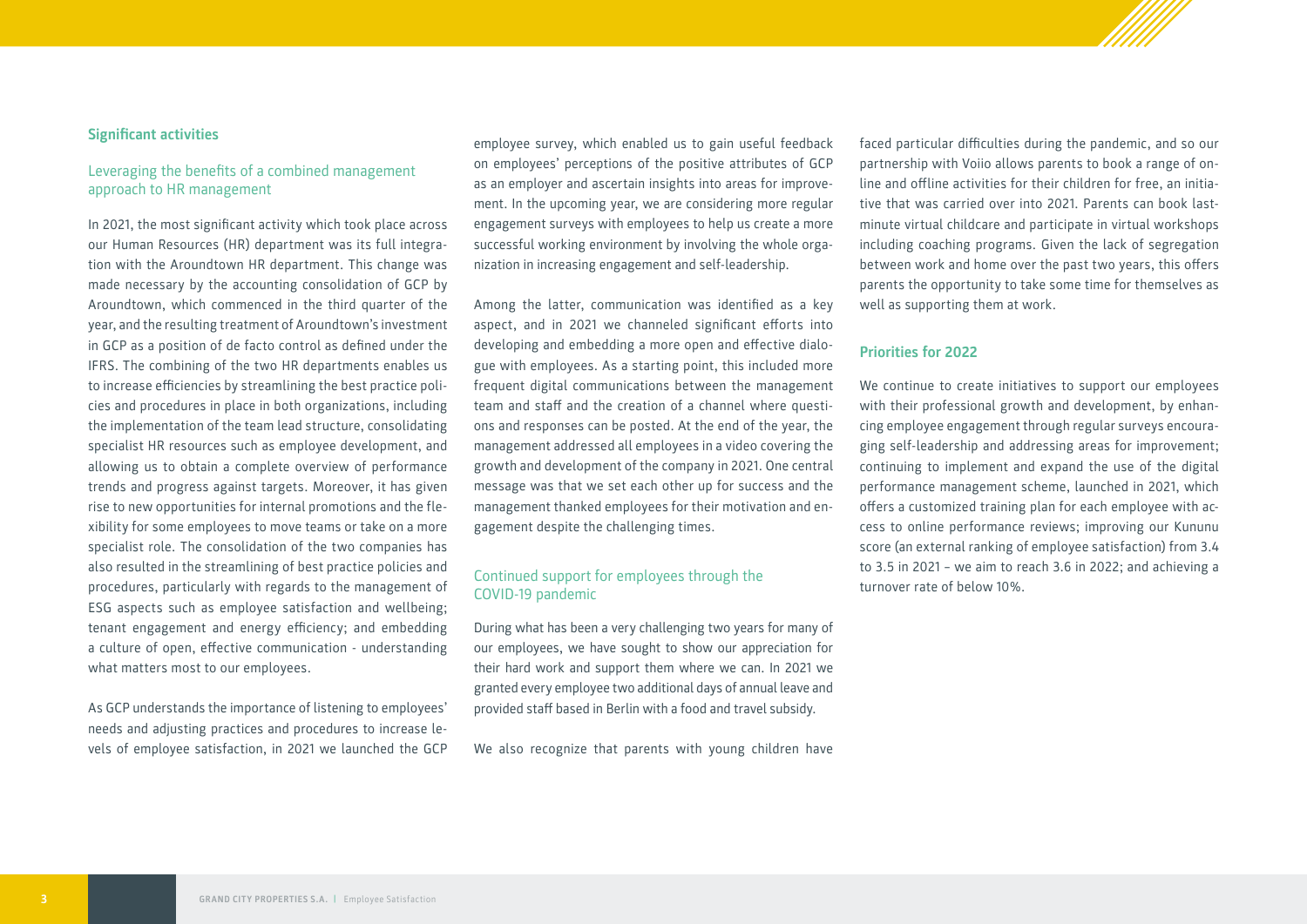## Significant activities

### Leveraging the benefits of a combined management approach to HR management

In 2021, the most significant activity which took place across our Human Resources (HR) department was its full integration with the Aroundtown HR department. This change was made necessary by the accounting consolidation of GCP by Aroundtown, which commenced in the third quarter of the year, and the resulting treatment of Aroundtown's investment in GCP as a position of de facto control as defined under the IFRS. The combining of the two HR departments enables us to increase efficiencies by streamlining the best practice policies and procedures in place in both organizations, including the implementation of the team lead structure, consolidating specialist HR resources such as employee development, and allowing us to obtain a complete overview of performance trends and progress against targets. Moreover, it has given rise to new opportunities for internal promotions and the flexibility for some employees to move teams or take on a more specialist role. The consolidation of the two companies has also resulted in the streamlining of best practice policies and procedures, particularly with regards to the management of ESG aspects such as employee satisfaction and wellbeing; tenant engagement and energy efficiency; and embedding a culture of open, effective communication - understanding what matters most to our employees.

As GCP understands the importance of listening to employees' needs and adjusting practices and procedures to increase levels of employee satisfaction, in 2021 we launched the GCP employee survey, which enabled us to gain useful feedback on employees' perceptions of the positive attributes of GCP as an employer and ascertain insights into areas for improvement. In the upcoming year, we are considering more regular engagement surveys with employees to help us create a more successful working environment by involving the whole organization in increasing engagement and self-leadership.

Among the latter, communication was identified as a key aspect, and in 2021 we channeled significant efforts into developing and embedding a more open and effective dialogue with employees. As a starting point, this included more frequent digital communications between the management team and staff and the creation of a channel where questions and responses can be posted. At the end of the year, the management addressed all employees in a video covering the growth and development of the company in 2021. One central message was that we set each other up for success and the management thanked employees for their motivation and engagement despite the challenging times.

### Continued support for employees through the COVID-19 pandemic

During what has been a very challenging two years for many of our employees, we have sought to show our appreciation for their hard work and support them where we can. In 2021 we granted every employee two additional days of annual leave and provided staff based in Berlin with a food and travel subsidy.

We also recognize that parents with young children have faced particular difficulties during the pandemic, and so our partnership with Voiio allows parents to book a range of online and offline activities for their children for free, an initiative that was carried over into 2021. Parents can book last-minute virtual childcare and participate in virtual workshops including coaching programs. Given the lack of segregation between work and home over the past two years, this offers parents the opportunity to take some time for themselves as well as supporting them at work.

## Priorities for 2022

We continue to create initiatives to support our employees with their professional growth and development, by enhancing employee engagement through regular surveys encouraging self-leadership and addressing areas for improvement; continuing to implement and expand the use of the digital performance management scheme, launched in 2021, which offers a customized training plan for each employee with access to online performance reviews; improving our Kununu score (an external ranking of employee satisfaction) from 3.4 to 3.5 in 2021 – we aim to reach 3.6 in 2022; and achieving a turnover rate of below 10%.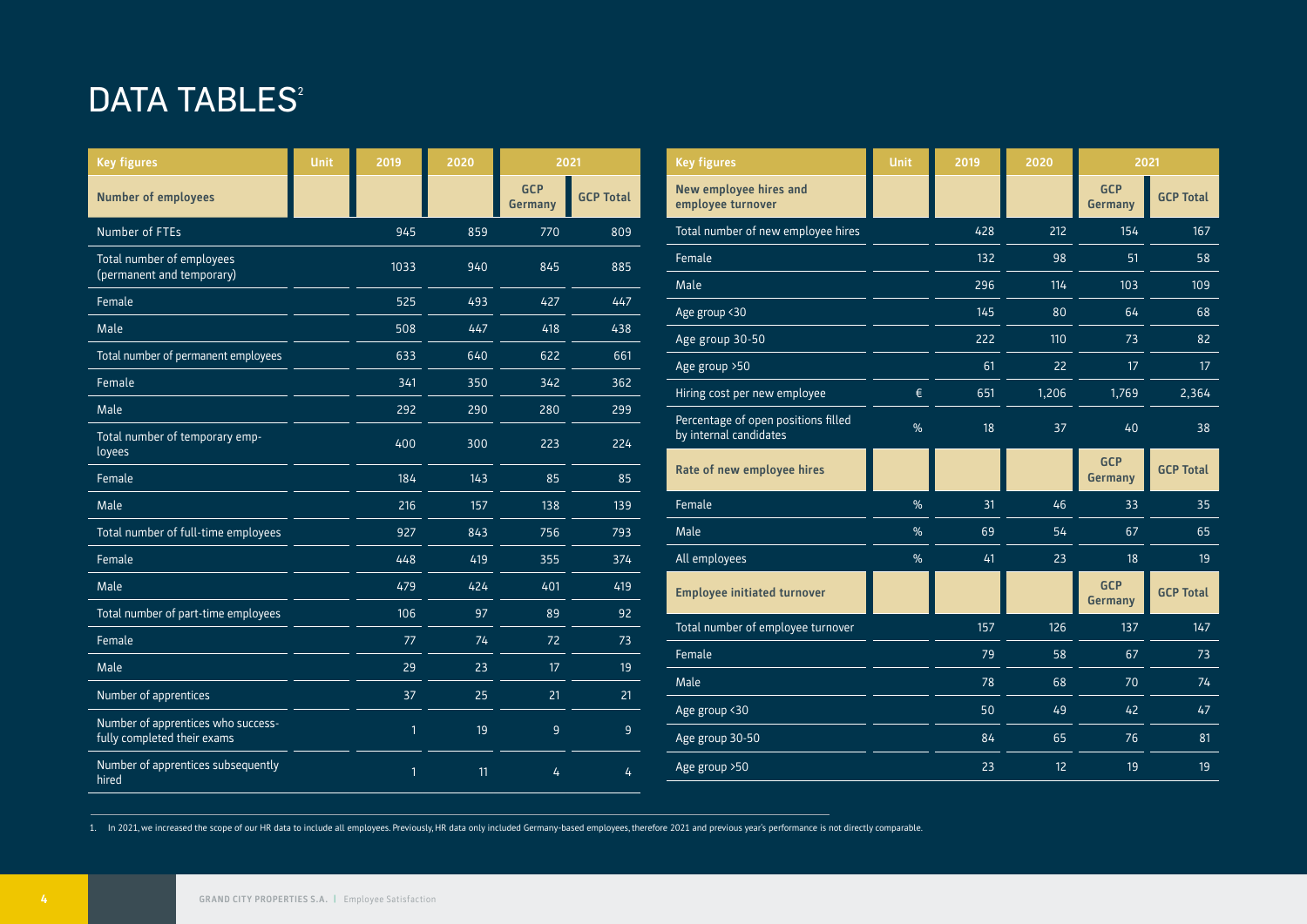# DATA TABLES[2]

| Key figures | Unit | 2019 | 2020 | 2021 | |
|---|---|---|---|---|---|
| **Number of employees** | | | | GCP Germany | GCP Total |
| Number of FTEs | | 945 | 859 | 770 | 809 |
| Total number of employees (permanent and temporary) | | 1033 | 940 | 845 | 885 |
| Female | | 525 | 493 | 427 | 447 |
| Male | | 508 | 447 | 418 | 438 |
| Total number of permanent employees | | 633 | 640 | 622 | 661 |
| Female | | 341 | 350 | 342 | 362 |
| Male | | 292 | 290 | 280 | 299 |
| Total number of temporary employees | | 400 | 300 | 223 | 224 |
| Female | | 184 | 143 | 85 | 85 |
| Male | | 216 | 157 | 138 | 139 |
| Total number of full-time employees | | 927 | 843 | 756 | 793 |
| Female | | 448 | 419 | 355 | 374 |
| Male | | 479 | 424 | 401 | 419 |
| Total number of part-time employees | | 106 | 97 | 89 | 92 |
| Female | | 77 | 74 | 72 | 73 |
| Male | | 29 | 23 | 17 | 19 |
| Number of apprentices | | 37 | 25 | 21 | 21 |
| Number of apprentices who successfully completed their exams | | 1 | 19 | 9 | 9 |
| Number of apprentices subsequently hired | | 1 | 11 | 4 | 4 |

| Key figures | Unit | 2019 | 2020 | 2021 | |
|---|---|---|---|---|---|
| **New employee hires and employee turnover** | | | | GCP Germany | GCP Total |
| Total number of new employee hires | | 428 | 212 | 154 | 167 |
| Female | | 132 | 98 | 51 | 58 |
| Male | | 296 | 114 | 103 | 109 |
| Age group <30 | | 145 | 80 | 64 | 68 |
| Age group 30-50 | | 222 | 110 | 73 | 82 |
| Age group >50 | | 61 | 22 | 17 | 17 |
| Hiring cost per new employee | € | 651 | 1,206 | 1,769 | 2,364 |
| Percentage of open positions filled by internal candidates | % | 18 | 37 | 40 | 38 |
| **Rate of new employee hires** | | | | GCP Germany | GCP Total |
| Female | % | 31 | 46 | 33 | 35 |
| Male | % | 69 | 54 | 67 | 65 |
| All employees | % | 41 | 23 | 18 | 19 |
| **Employee initiated turnover** | | | | GCP Germany | GCP Total |
| Total number of employee turnover | | 157 | 126 | 137 | 147 |
| Female | | 79 | 58 | 67 | 73 |
| Male | | 78 | 68 | 70 | 74 |
| Age group <30 | | 50 | 49 | 42 | 47 |
| Age group 30-50 | | 84 | 65 | 76 | 81 |
| Age group >50 | | 23 | 12 | 19 | 19 |

1. In 2021, we increased the scope of our HR data to include all employees. Previously, HR data only included Germany-based employees, therefore 2021 and previous year's performance is not directly comparable.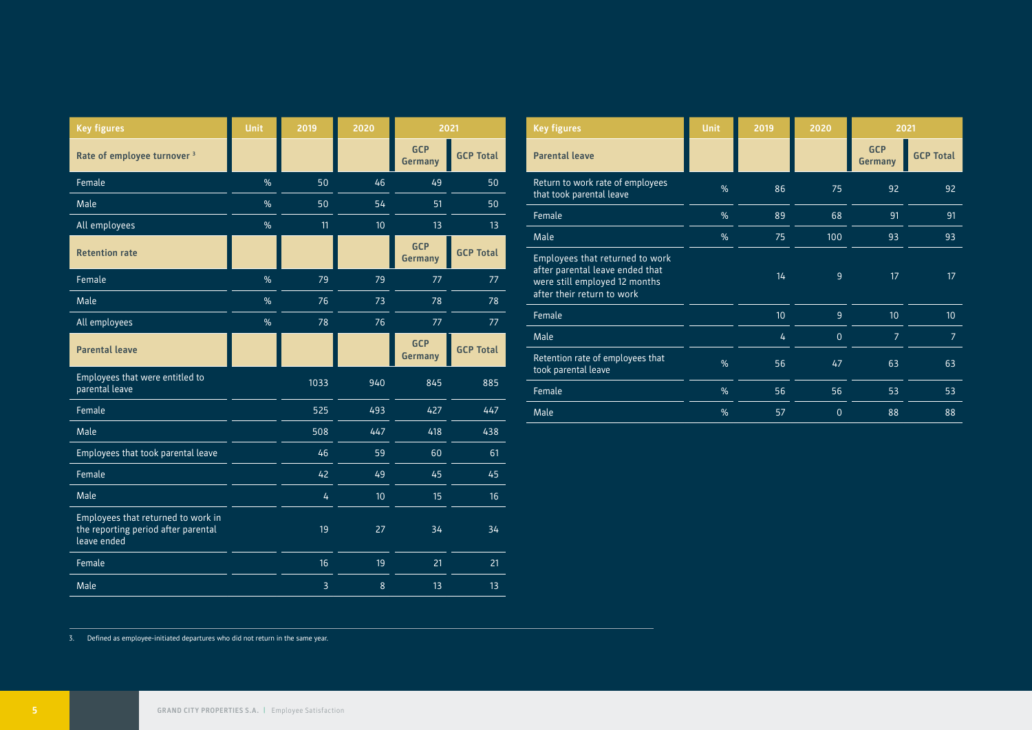| Key figures | Unit | 2019 | 2020 | 2021 | |
|---|---|---|---|---|---|
| Rate of employee turnover [3] | | | | GCP Germany | GCP Total |
| Female | % | 50 | 46 | 49 | 50 |
| Male | % | 50 | 54 | 51 | 50 |
| All employees | % | 11 | 10 | 13 | 13 |
| **Retention rate** | | | | **GCP Germany** | **GCP Total** |
| Female | % | 79 | 79 | 77 | 77 |
| Male | % | 76 | 73 | 78 | 78 |
| All employees | % | 78 | 76 | 77 | 77 |
| **Parental leave** | | | | **GCP Germany** | **GCP Total** |
| Employees that were entitled to parental leave | | 1033 | 940 | 845 | 885 |
| Female | | 525 | 493 | 427 | 447 |
| Male | | 508 | 447 | 418 | 438 |
| Employees that took parental leave | | 46 | 59 | 60 | 61 |
| Female | | 42 | 49 | 45 | 45 |
| Male | | 4 | 10 | 15 | 16 |
| Employees that returned to work in the reporting period after parental leave ended | | 19 | 27 | 34 | 34 |
| Female | | 16 | 19 | 21 | 21 |
| Male | | 3 | 8 | 13 | 13 |

| Key figures | Unit | 2019 | 2020 | 2021 | |
|---|---|---|---|---|---|
| Parental leave | | | | GCP Germany | GCP Total |
| Return to work rate of employees that took parental leave | % | 86 | 75 | 92 | 92 |
| Female | % | 89 | 68 | 91 | 91 |
| Male | % | 75 | 100 | 93 | 93 |
| Employees that returned to work after parental leave ended that were still employed 12 months after their return to work | | 14 | 9 | 17 | 17 |
| Female | | 10 | 9 | 10 | 10 |
| Male | | 4 | 0 | 7 | 7 |
| Retention rate of employees that took parental leave | % | 56 | 47 | 63 | 63 |
| Female | % | 56 | 56 | 53 | 53 |
| Male | % | 57 | 0 | 88 | 88 |

3. Defined as employee-initiated departures who did not return in the same year.